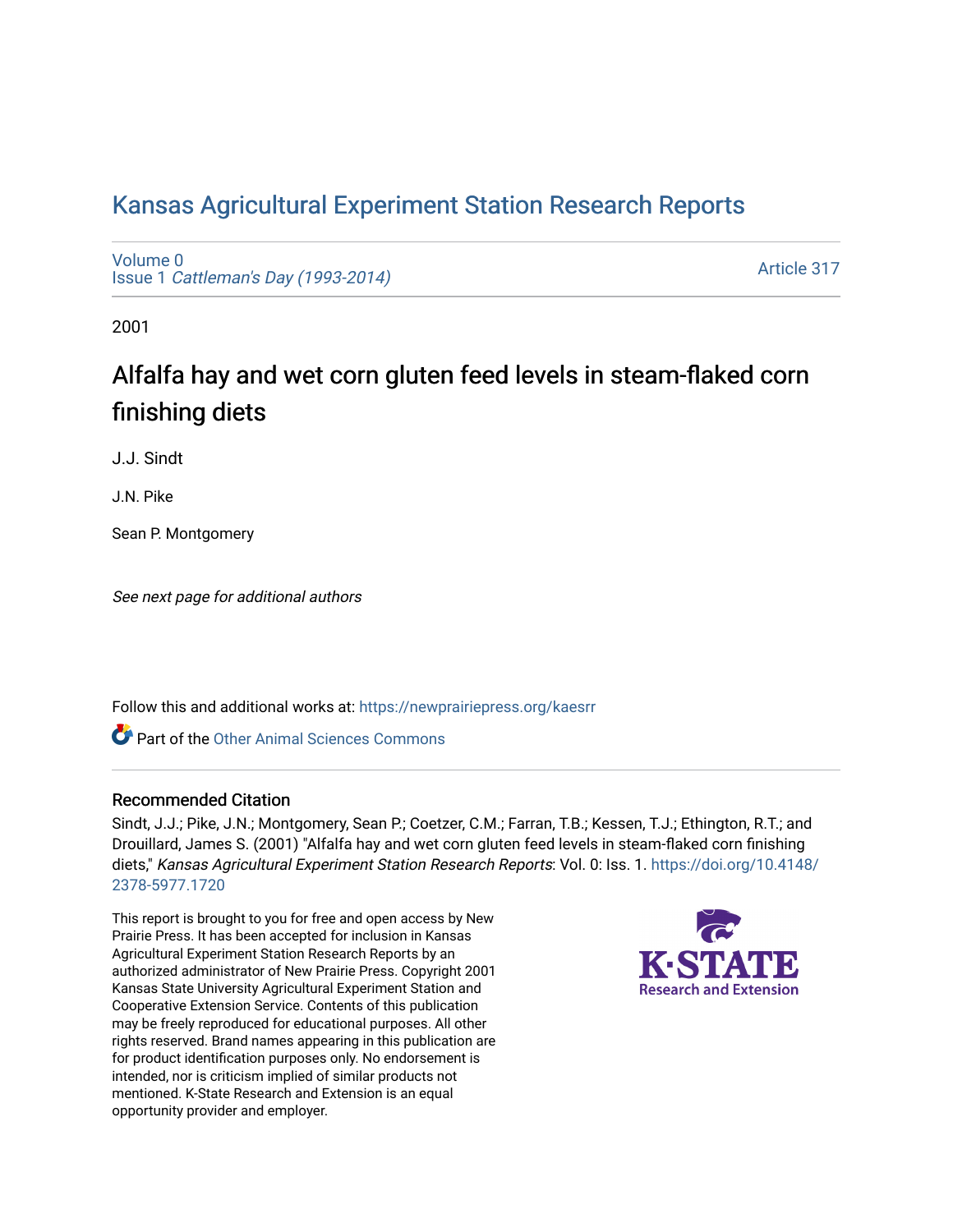# Kansas Agricultural Experiment Station Research Reports

Volume 0
Issue 1 *Cattleman's Day (1993-2014)*

Article 317

2001

## Alfalfa hay and wet corn gluten feed levels in steam-flaked corn finishing diets

J.J. Sindt

J.N. Pike

Sean P. Montgomery

*See next page for additional authors*

Follow this and additional works at: https://newprairiepress.org/kaesrr

Part of the Other Animal Sciences Commons

### Recommended Citation

Sindt, J.J.; Pike, J.N.; Montgomery, Sean P.; Coetzer, C.M.; Farran, T.B.; Kessen, T.J.; Ethington, R.T.; and Drouillard, James S. (2001) "Alfalfa hay and wet corn gluten feed levels in steam-flaked corn finishing diets," *Kansas Agricultural Experiment Station Research Reports*: Vol. 0: Iss. 1. https://doi.org/10.4148/2378-5977.1720

This report is brought to you for free and open access by New Prairie Press. It has been accepted for inclusion in Kansas Agricultural Experiment Station Research Reports by an authorized administrator of New Prairie Press. Copyright 2001 Kansas State University Agricultural Experiment Station and Cooperative Extension Service. Contents of this publication may be freely reproduced for educational purposes. All other rights reserved. Brand names appearing in this publication are for product identification purposes only. No endorsement is intended, nor is criticism implied of similar products not mentioned. K-State Research and Extension is an equal opportunity provider and employer.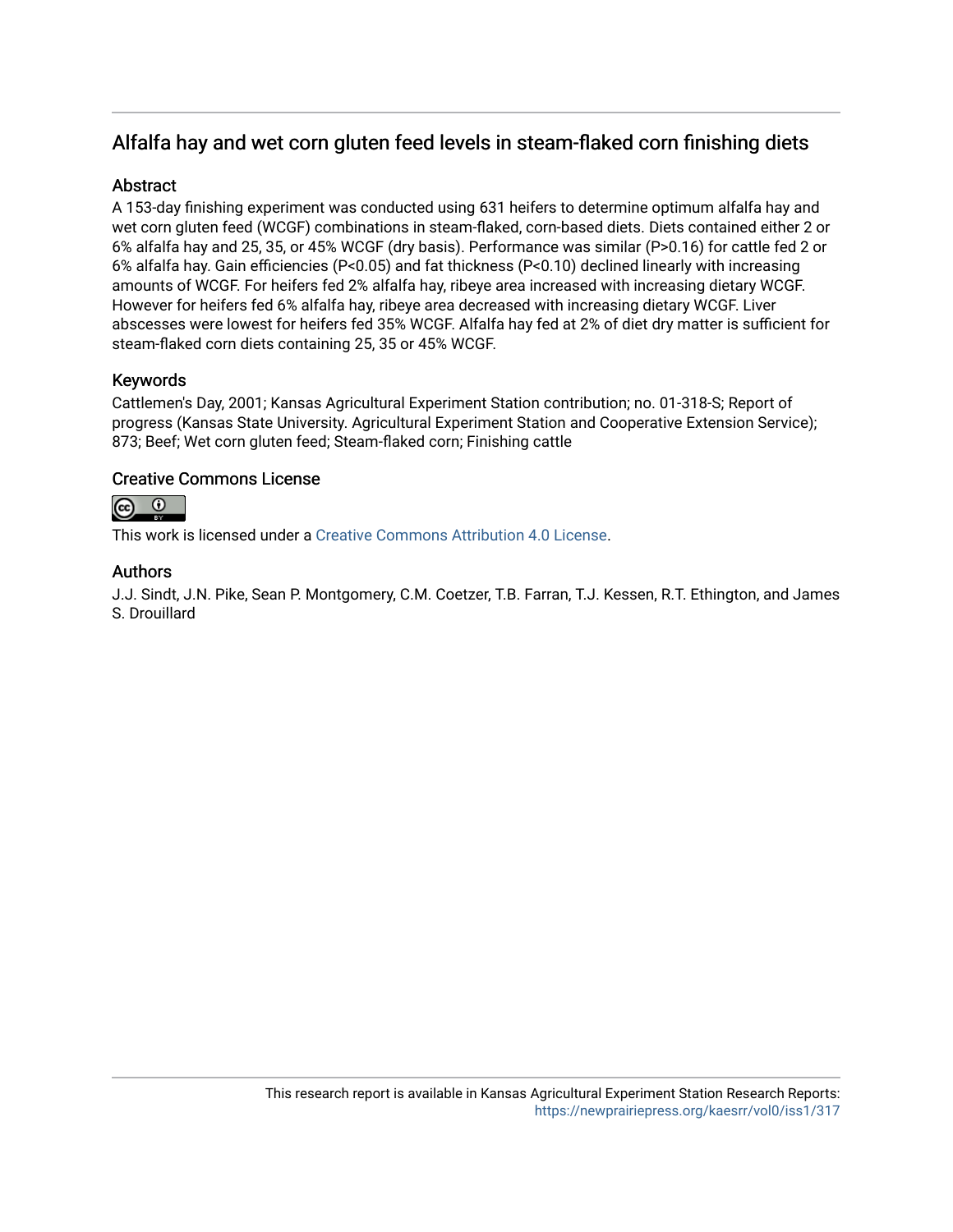## Alfalfa hay and wet corn gluten feed levels in steam-flaked corn finishing diets

### Abstract

A 153-day finishing experiment was conducted using 631 heifers to determine optimum alfalfa hay and wet corn gluten feed (WCGF) combinations in steam-flaked, corn-based diets. Diets contained either 2 or 6% alfalfa hay and 25, 35, or 45% WCGF (dry basis). Performance was similar ($P>0.16$) for cattle fed 2 or 6% alfalfa hay. Gain efficiencies ($P<0.05$) and fat thickness ($P<0.10$) declined linearly with increasing amounts of WCGF. For heifers fed 2% alfalfa hay, ribeye area increased with increasing dietary WCGF. However for heifers fed 6% alfalfa hay, ribeye area decreased with increasing dietary WCGF. Liver abscesses were lowest for heifers fed 35% WCGF. Alfalfa hay fed at 2% of diet dry matter is sufficient for steam-flaked corn diets containing 25, 35 or 45% WCGF.

### Keywords

Cattlemen's Day, 2001; Kansas Agricultural Experiment Station contribution; no. 01-318-S; Report of progress (Kansas State University. Agricultural Experiment Station and Cooperative Extension Service); 873; Beef; Wet corn gluten feed; Steam-flaked corn; Finishing cattle

### Creative Commons License

This work is licensed under a Creative Commons Attribution 4.0 License.

### Authors

J.J. Sindt, J.N. Pike, Sean P. Montgomery, C.M. Coetzer, T.B. Farran, T.J. Kessen, R.T. Ethington, and James S. Drouillard

This research report is available in Kansas Agricultural Experiment Station Research Reports: https://newprairiepress.org/kaesrr/vol0/iss1/317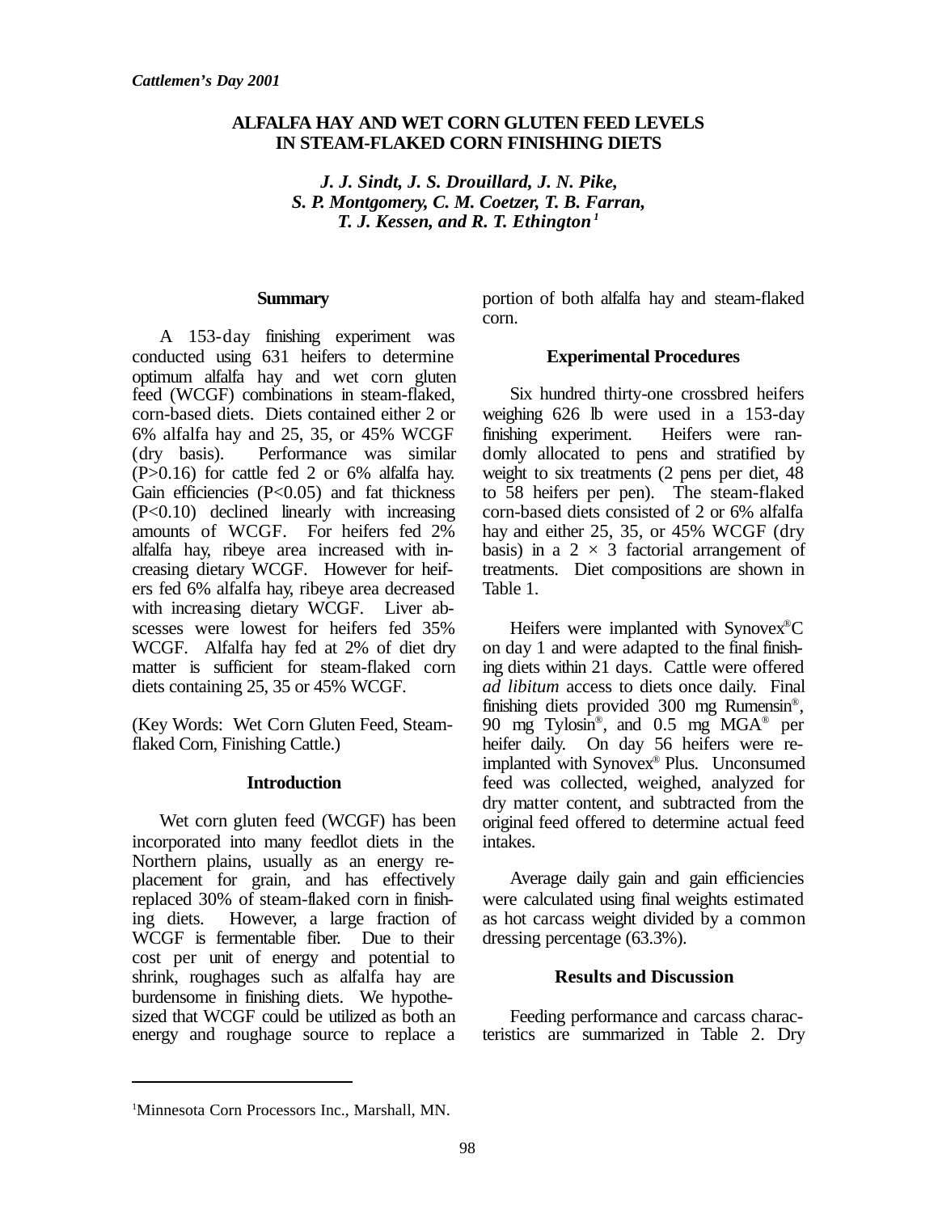*Cattlemen's Day 2001*

# ALFALFA HAY AND WET CORN GLUTEN FEED LEVELS IN STEAM-FLAKED CORN FINISHING DIETS

***J. J. Sindt, J. S. Drouillard, J. N. Pike, S. P. Montgomery, C. M. Coetzer, T. B. Farran, T. J. Kessen, and R. T. Ethington*** [1]

## Summary

A 153-day finishing experiment was conducted using 631 heifers to determine optimum alfalfa hay and wet corn gluten feed (WCGF) combinations in steam-flaked, corn-based diets. Diets contained either 2 or 6% alfalfa hay and 25, 35, or 45% WCGF (dry basis). Performance was similar ($P>0.16$) for cattle fed 2 or 6% alfalfa hay. Gain efficiencies ($P<0.05$) and fat thickness ($P<0.10$) declined linearly with increasing amounts of WCGF. For heifers fed 2% alfalfa hay, ribeye area increased with increasing dietary WCGF. However for heifers fed 6% alfalfa hay, ribeye area decreased with increasing dietary WCGF. Liver abscesses were lowest for heifers fed 35% WCGF. Alfalfa hay fed at 2% of diet dry matter is sufficient for steam-flaked corn diets containing 25, 35 or 45% WCGF.

(Key Words: Wet Corn Gluten Feed, Steam-flaked Corn, Finishing Cattle.)

## Introduction

Wet corn gluten feed (WCGF) has been incorporated into many feedlot diets in the Northern plains, usually as an energy replacement for grain, and has effectively replaced 30% of steam-flaked corn in finishing diets. However, a large fraction of WCGF is fermentable fiber. Due to their cost per unit of energy and potential to shrink, roughages such as alfalfa hay are burdensome in finishing diets. We hypothesized that WCGF could be utilized as both an energy and roughage source to replace a portion of both alfalfa hay and steam-flaked corn.

## Experimental Procedures

Six hundred thirty-one crossbred heifers weighing 626 lb were used in a 153-day finishing experiment. Heifers were randomly allocated to pens and stratified by weight to six treatments (2 pens per diet, 48 to 58 heifers per pen). The steam-flaked corn-based diets consisted of 2 or 6% alfalfa hay and either 25, 35, or 45% WCGF (dry basis) in a $2 \times 3$ factorial arrangement of treatments. Diet compositions are shown in Table 1.

Heifers were implanted with Synovex®C on day 1 and were adapted to the final finishing diets within 21 days. Cattle were offered *ad libitum* access to diets once daily. Final finishing diets provided 300 mg Rumensin®, 90 mg Tylosin®, and 0.5 mg MGA® per heifer daily. On day 56 heifers were reimplanted with Synovex® Plus. Unconsumed feed was collected, weighed, analyzed for dry matter content, and subtracted from the original feed offered to determine actual feed intakes.

Average daily gain and gain efficiencies were calculated using final weights estimated as hot carcass weight divided by a common dressing percentage (63.3%).

## Results and Discussion

Feeding performance and carcass characteristics are summarized in Table 2. Dry

---

[1] Minnesota Corn Processors Inc., Marshall, MN.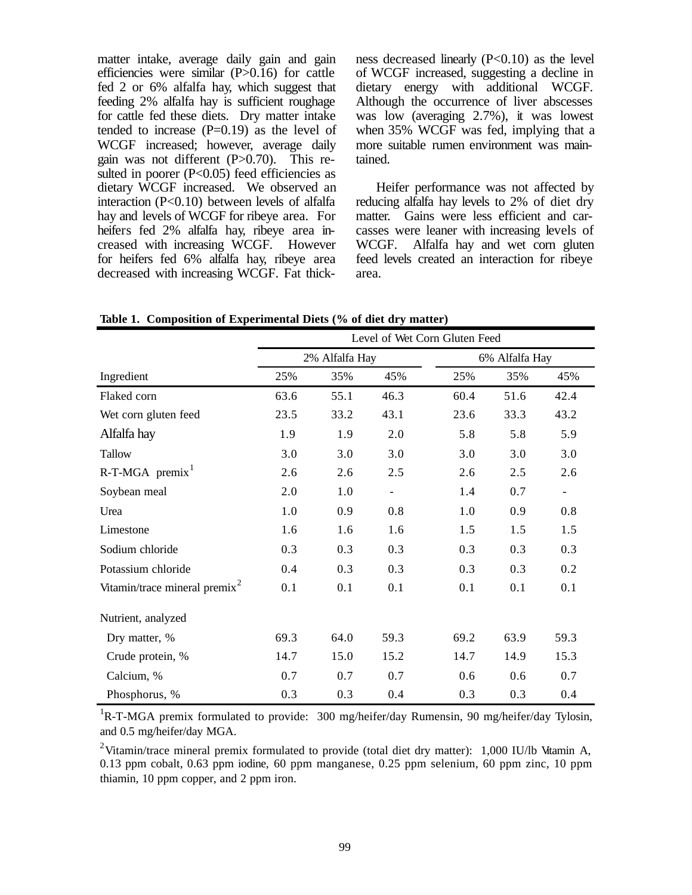matter intake, average daily gain and gain efficiencies were similar (P>0.16) for cattle fed 2 or 6% alfalfa hay, which suggest that feeding 2% alfalfa hay is sufficient roughage for cattle fed these diets. Dry matter intake tended to increase (P=0.19) as the level of WCGF increased; however, average daily gain was not different (P>0.70). This resulted in poorer (P<0.05) feed efficiencies as dietary WCGF increased. We observed an interaction (P<0.10) between levels of alfalfa hay and levels of WCGF for ribeye area. For heifers fed 2% alfalfa hay, ribeye area increased with increasing WCGF. However for heifers fed 6% alfalfa hay, ribeye area decreased with increasing WCGF. Fat thickness decreased linearly (P<0.10) as the level of WCGF increased, suggesting a decline in dietary energy with additional WCGF. Although the occurrence of liver abscesses was low (averaging 2.7%), it was lowest when 35% WCGF was fed, implying that a more suitable rumen environment was maintained.

Heifer performance was not affected by reducing alfalfa hay levels to 2% of diet dry matter. Gains were less efficient and carcasses were leaner with increasing levels of WCGF. Alfalfa hay and wet corn gluten feed levels created an interaction for ribeye area.

**Table 1. Composition of Experimental Diets (% of diet dry matter)**

| | Level of Wet Corn Gluten Feed | | | | | |
|---|---|---|---|---|---|---|
| | 2% Alfalfa Hay | | | 6% Alfalfa Hay | | |
| Ingredient | 25% | 35% | 45% | 25% | 35% | 45% |
| Flaked corn | 63.6 | 55.1 | 46.3 | 60.4 | 51.6 | 42.4 |
| Wet corn gluten feed | 23.5 | 33.2 | 43.1 | 23.6 | 33.3 | 43.2 |
| Alfalfa hay | 1.9 | 1.9 | 2.0 | 5.8 | 5.8 | 5.9 |
| Tallow | 3.0 | 3.0 | 3.0 | 3.0 | 3.0 | 3.0 |
| R-T-MGA premix[1] | 2.6 | 2.6 | 2.5 | 2.6 | 2.5 | 2.6 |
| Soybean meal | 2.0 | 1.0 | - | 1.4 | 0.7 | - |
| Urea | 1.0 | 0.9 | 0.8 | 1.0 | 0.9 | 0.8 |
| Limestone | 1.6 | 1.6 | 1.6 | 1.5 | 1.5 | 1.5 |
| Sodium chloride | 0.3 | 0.3 | 0.3 | 0.3 | 0.3 | 0.3 |
| Potassium chloride | 0.4 | 0.3 | 0.3 | 0.3 | 0.3 | 0.2 |
| Vitamin/trace mineral premix[2] | 0.1 | 0.1 | 0.1 | 0.1 | 0.1 | 0.1 |
| Nutrient, analyzed | | | | | | |
| Dry matter, % | 69.3 | 64.0 | 59.3 | 69.2 | 63.9 | 59.3 |
| Crude protein, % | 14.7 | 15.0 | 15.2 | 14.7 | 14.9 | 15.3 |
| Calcium, % | 0.7 | 0.7 | 0.7 | 0.6 | 0.6 | 0.7 |
| Phosphorus, % | 0.3 | 0.3 | 0.4 | 0.3 | 0.3 | 0.4 |

[1]R-T-MGA premix formulated to provide: 300 mg/heifer/day Rumensin, 90 mg/heifer/day Tylosin, and 0.5 mg/heifer/day MGA.

[2]Vitamin/trace mineral premix formulated to provide (total diet dry matter): 1,000 IU/lb Vitamin A, 0.13 ppm cobalt, 0.63 ppm iodine, 60 ppm manganese, 0.25 ppm selenium, 60 ppm zinc, 10 ppm thiamin, 10 ppm copper, and 2 ppm iron.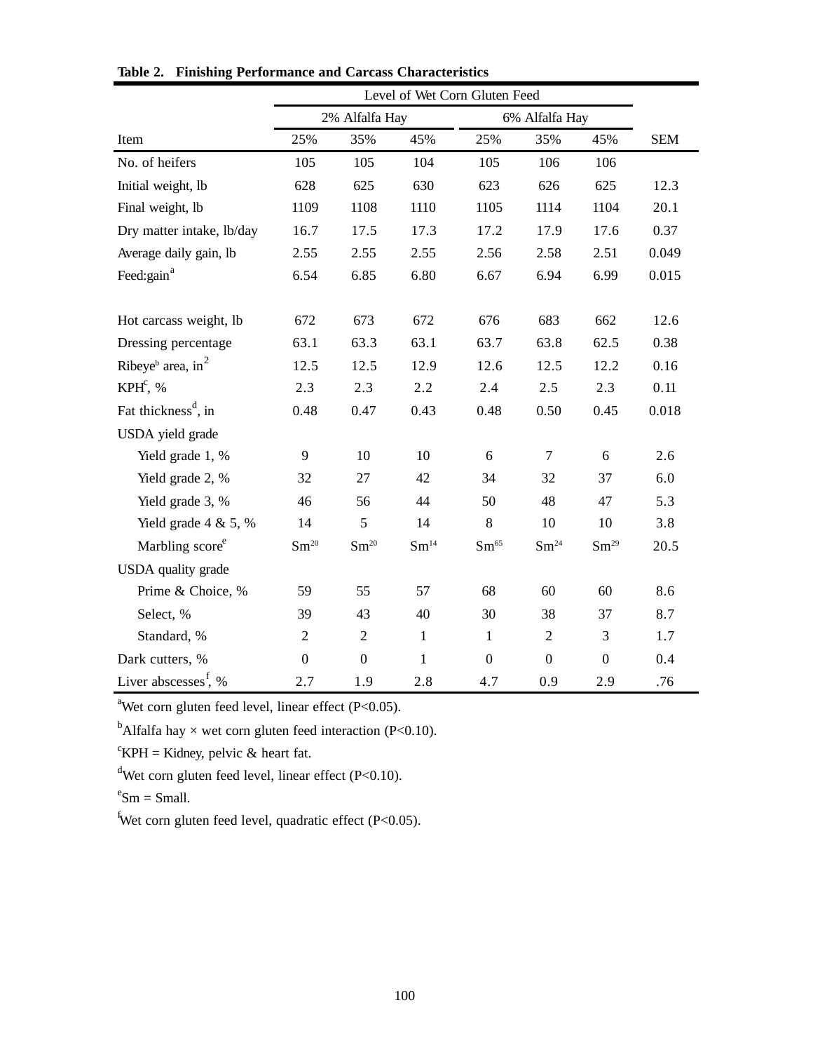**Table 2. Finishing Performance and Carcass Characteristics**

| | Level of Wet Corn Gluten Feed | | | | | | |
|---|---|---|---|---|---|---|---|
| | 2% Alfalfa Hay | | | 6% Alfalfa Hay | | | |
| Item | 25% | 35% | 45% | 25% | 35% | 45% | SEM |
| No. of heifers | 105 | 105 | 104 | 105 | 106 | 106 | |
| Initial weight, lb | 628 | 625 | 630 | 623 | 626 | 625 | 12.3 |
| Final weight, lb | 1109 | 1108 | 1110 | 1105 | 1114 | 1104 | 20.1 |
| Dry matter intake, lb/day | 16.7 | 17.5 | 17.3 | 17.2 | 17.9 | 17.6 | 0.37 |
| Average daily gain, lb | 2.55 | 2.55 | 2.55 | 2.56 | 2.58 | 2.51 | 0.049 |
| Feed:gain[a] | 6.54 | 6.85 | 6.80 | 6.67 | 6.94 | 6.99 | 0.015 |
| Hot carcass weight, lb | 672 | 673 | 672 | 676 | 683 | 662 | 12.6 |
| Dressing percentage | 63.1 | 63.3 | 63.1 | 63.7 | 63.8 | 62.5 | 0.38 |
| Ribeye[b] area, $in^2$ | 12.5 | 12.5 | 12.9 | 12.6 | 12.5 | 12.2 | 0.16 |
| KPH[c], % | 2.3 | 2.3 | 2.2 | 2.4 | 2.5 | 2.3 | 0.11 |
| Fat thickness[d], in | 0.48 | 0.47 | 0.43 | 0.48 | 0.50 | 0.45 | 0.018 |
| USDA yield grade | | | | | | | |
| Yield grade 1, % | 9 | 10 | 10 | 6 | 7 | 6 | 2.6 |
| Yield grade 2, % | 32 | 27 | 42 | 34 | 32 | 37 | 6.0 |
| Yield grade 3, % | 46 | 56 | 44 | 50 | 48 | 47 | 5.3 |
| Yield grade 4 & 5, % | 14 | 5 | 14 | 8 | 10 | 10 | 3.8 |
| Marbling score[e] | $Sm^{20}$ | $Sm^{20}$ | $Sm^{14}$ | $Sm^{65}$ | $Sm^{24}$ | $Sm^{29}$ | 20.5 |
| USDA quality grade | | | | | | | |
| Prime & Choice, % | 59 | 55 | 57 | 68 | 60 | 60 | 8.6 |
| Select, % | 39 | 43 | 40 | 30 | 38 | 37 | 8.7 |
| Standard, % | 2 | 2 | 1 | 1 | 2 | 3 | 1.7 |
| Dark cutters, % | 0 | 0 | 1 | 0 | 0 | 0 | 0.4 |
| Liver abscesses[f], % | 2.7 | 1.9 | 2.8 | 4.7 | 0.9 | 2.9 | .76 |

[a]Wet corn gluten feed level, linear effect ($P<0.05$).

[b]Alfalfa hay × wet corn gluten feed interaction ($P<0.10$).

[c]KPH = Kidney, pelvic & heart fat.

[d]Wet corn gluten feed level, linear effect ($P<0.10$).

[e]Sm = Small.

[f]Wet corn gluten feed level, quadratic effect ($P<0.05$).